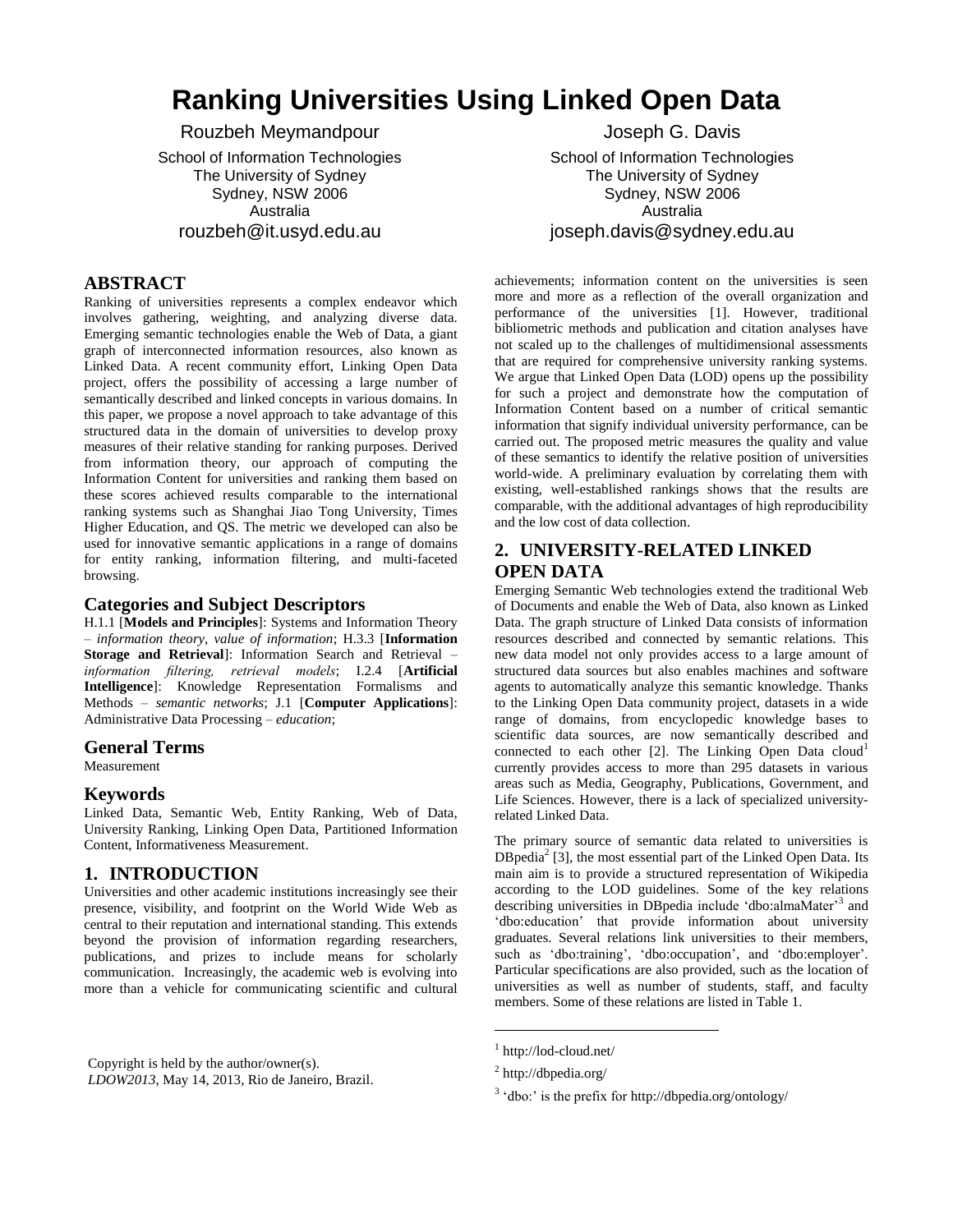# Ranking Universities Using Linked Open Data

Rouzbeh Meymandpour
School of Information Technologies
The University of Sydney
Sydney, NSW 2006
Australia
rouzbeh@it.usyd.edu.au

Joseph G. Davis
School of Information Technologies
The University of Sydney
Sydney, NSW 2006
Australia
joseph.davis@sydney.edu.au

## ABSTRACT

Ranking of universities represents a complex endeavor which involves gathering, weighting, and analyzing diverse data. Emerging semantic technologies enable the Web of Data, a giant graph of interconnected information resources, also known as Linked Data. A recent community effort, Linking Open Data project, offers the possibility of accessing a large number of semantically described and linked concepts in various domains. In this paper, we propose a novel approach to take advantage of this structured data in the domain of universities to develop proxy measures of their relative standing for ranking purposes. Derived from information theory, our approach of computing the Information Content for universities and ranking them based on these scores achieved results comparable to the international ranking systems such as Shanghai Jiao Tong University, Times Higher Education, and QS. The metric we developed can also be used for innovative semantic applications in a range of domains for entity ranking, information filtering, and multi-faceted browsing.

### Categories and Subject Descriptors

H.1.1 [**Models and Principles**]: Systems and Information Theory – *information theory, value of information*; H.3.3 [**Information Storage and Retrieval**]: Information Search and Retrieval – *information filtering, retrieval models*; I.2.4 [**Artificial Intelligence**]: Knowledge Representation Formalisms and Methods – *semantic networks*; J.1 [**Computer Applications**]: Administrative Data Processing – *education*;

### General Terms

Measurement

### Keywords

Linked Data, Semantic Web, Entity Ranking, Web of Data, University Ranking, Linking Open Data, Partitioned Information Content, Informativeness Measurement.

## 1. INTRODUCTION

Universities and other academic institutions increasingly see their presence, visibility, and footprint on the World Wide Web as central to their reputation and international standing. This extends beyond the provision of information regarding researchers, publications, and prizes to include means for scholarly communication. Increasingly, the academic web is evolving into more than a vehicle for communicating scientific and cultural achievements; information content on the universities is seen more and more as a reflection of the overall organization and performance of the universities [1]. However, traditional bibliometric methods and publication and citation analyses have not scaled up to the challenges of multidimensional assessments that are required for comprehensive university ranking systems. We argue that Linked Open Data (LOD) opens up the possibility for such a project and demonstrate how the computation of Information Content based on a number of critical semantic information that signify individual university performance, can be carried out. The proposed metric measures the quality and value of these semantics to identify the relative position of universities world-wide. A preliminary evaluation by correlating them with existing, well-established rankings shows that the results are comparable, with the additional advantages of high reproducibility and the low cost of data collection.

## 2. UNIVERSITY-RELATED LINKED OPEN DATA

Emerging Semantic Web technologies extend the traditional Web of Documents and enable the Web of Data, also known as Linked Data. The graph structure of Linked Data consists of information resources described and connected by semantic relations. This new data model not only provides access to a large amount of structured data sources but also enables machines and software agents to automatically analyze this semantic knowledge. Thanks to the Linking Open Data community project, datasets in a wide range of domains, from encyclopedic knowledge bases to scientific data sources, are now semantically described and connected to each other [2]. The Linking Open Data cloud[1] currently provides access to more than 295 datasets in various areas such as Media, Geography, Publications, Government, and Life Sciences. However, there is a lack of specialized university-related Linked Data.

The primary source of semantic data related to universities is DBpedia[2] [3], the most essential part of the Linked Open Data. Its main aim is to provide a structured representation of Wikipedia according to the LOD guidelines. Some of the key relations describing universities in DBpedia include 'dbo:almaMater'[3] and 'dbo:education' that provide information about university graduates. Several relations link universities to their members, such as 'dbo:training', 'dbo:occupation', and 'dbo:employer'. Particular specifications are also provided, such as the location of universities as well as number of students, staff, and faculty members. Some of these relations are listed in Table 1.

Copyright is held by the author/owner(s).
*LDOW2013*, May 14, 2013, Rio de Janeiro, Brazil.

[1] http://lod-cloud.net/

[2] http://dbpedia.org/

[3] 'dbo:' is the prefix for http://dbpedia.org/ontology/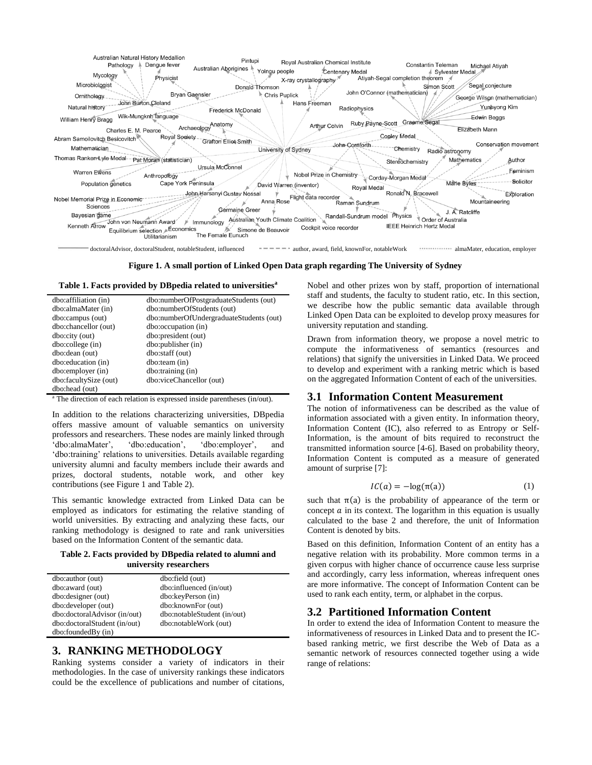Figure 1. A small portion of Linked Open Data graph regarding The University of Sydney

**Table 1. Facts provided by DBpedia related to universities[a]**

| | |
|---|---|
| dbo:affiliation (in) | dbo:numberOfPostgraduateStudents (out) |
| dbo:almaMater (in) | dbo:numberOfStudents (out) |
| dbo:campus (out) | dbo:numberOfUndergraduateStudents (out) |
| dbo:chancellor (out) | dbo:occupation (in) |
| dbo:city (out) | dbo:president (out) |
| dbo:college (in) | dbo:publisher (in) |
| dbo:dean (out) | dbo:staff (out) |
| dbo:education (in) | dbo:team (in) |
| dbo:employer (in) | dbo:training (in) |
| dbo:facultySize (out) | dbo:viceChancellor (out) |
| dbo:head (out) | |

[a] The direction of each relation is expressed inside parentheses (in/out).

In addition to the relations characterizing universities, DBpedia offers massive amount of valuable semantics on university professors and researchers. These nodes are mainly linked through 'dbo:almaMater', 'dbo:education', 'dbo:employer', and 'dbo:training' relations to universities. Details available regarding university alumni and faculty members include their awards and prizes, doctoral students, notable work, and other key contributions (see Figure 1 and Table 2).

This semantic knowledge extracted from Linked Data can be employed as indicators for estimating the relative standing of world universities. By extracting and analyzing these facts, our ranking methodology is designed to rate and rank universities based on the Information Content of the semantic data.

**Table 2. Facts provided by DBpedia related to alumni and university researchers**

| | |
|---|---|
| dbo:author (out) | dbo:field (out) |
| dbo:award (out) | dbo:influenced (in/out) |
| dbo:designer (out) | dbo:keyPerson (in) |
| dbo:developer (out) | dbo:knownFor (out) |
| dbo:doctoralAdvisor (in/out) | dbo:notableStudent (in/out) |
| dbo:doctoralStudent (in/out) | dbo:notableWork (out) |
| dbo:foundedBy (in) | |

## 3. RANKING METHODOLOGY

Ranking systems consider a variety of indicators in their methodologies. In the case of university rankings these indicators could be the excellence of publications and number of citations, Nobel and other prizes won by staff, proportion of international staff and students, the faculty to student ratio, etc. In this section, we describe how the public semantic data available through Linked Open Data can be exploited to develop proxy measures for university reputation and standing.

Drawn from information theory, we propose a novel metric to compute the informativeness of semantics (resources and relations) that signify the universities in Linked Data. We proceed to develop and experiment with a ranking metric which is based on the aggregated Information Content of each of the universities.

### 3.1 Information Content Measurement

The notion of informativeness can be described as the value of information associated with a given entity. In information theory, Information Content (IC), also referred to as Entropy or Self-Information, is the amount of bits required to reconstruct the transmitted information source [4-6]. Based on probability theory, Information Content is computed as a measure of generated amount of surprise [7]:

$$IC(a) = -\log(\pi(a)) \tag{1}$$

such that $\pi(a)$ is the probability of appearance of the term or concept $a$ in its context. The logarithm in this equation is usually calculated to the base 2 and therefore, the unit of Information Content is denoted by bits.

Based on this definition, Information Content of an entity has a negative relation with its probability. More common terms in a given corpus with higher chance of occurrence cause less surprise and accordingly, carry less information, whereas infrequent ones are more informative. The concept of Information Content can be used to rank each entity, term, or alphabet in the corpus.

### 3.2 Partitioned Information Content

In order to extend the idea of Information Content to measure the informativeness of resources in Linked Data and to present the IC-based ranking metric, we first describe the Web of Data as a semantic network of resources connected together using a wide range of relations: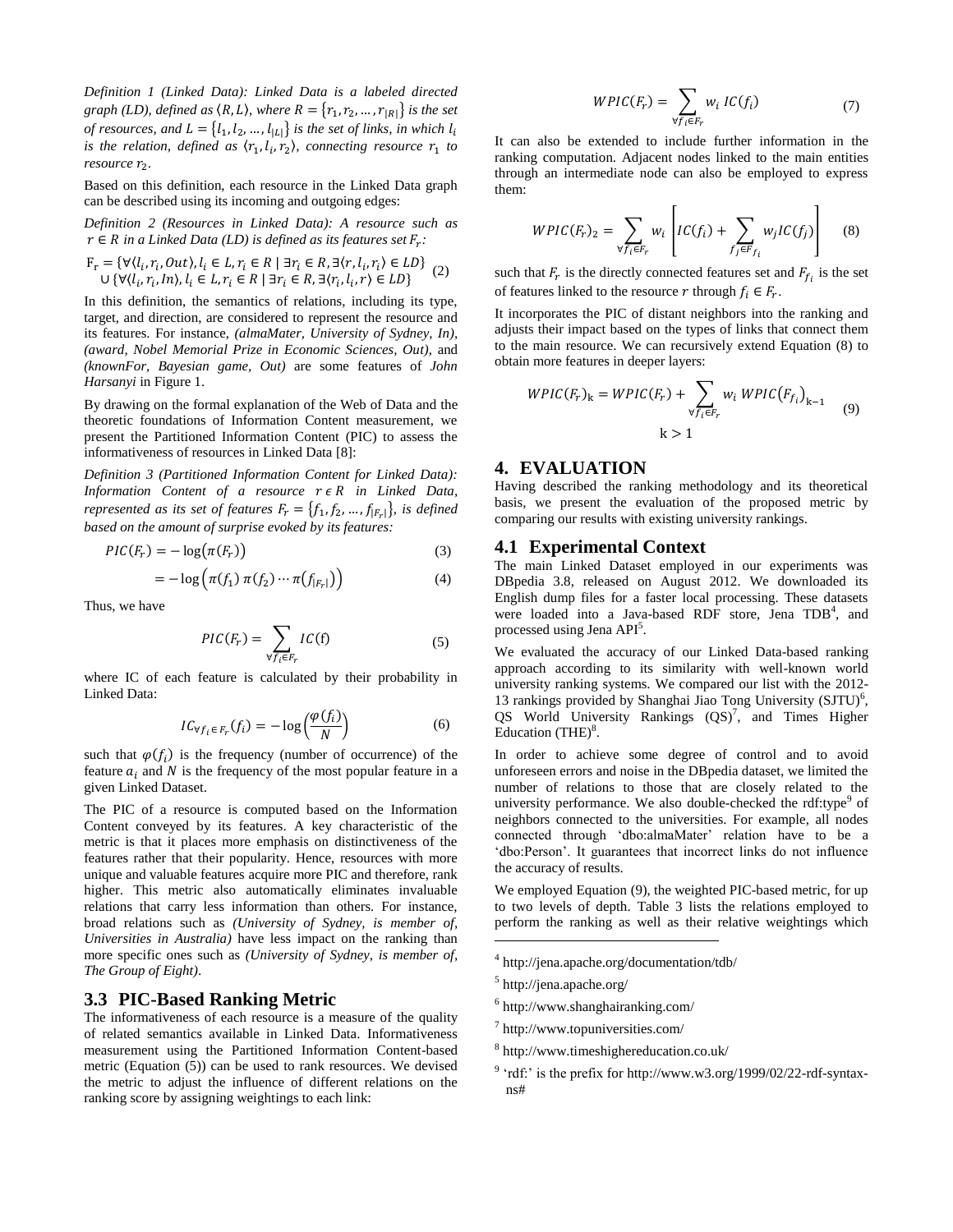*Definition 1 (Linked Data): Linked Data is a labeled directed graph (LD), defined as $\langle R, L \rangle$, where $R = \{r_1, r_2, \dots, r_{|R|}\}$ is the set of resources, and $L = \{l_1, l_2, \dots, l_{|L|}\}$ is the set of links, in which $l_i$ is the relation, defined as $\langle r_1, l_i, r_2 \rangle$, connecting resource $r_1$ to resource $r_2$.*

Based on this definition, each resource in the Linked Data graph can be described using its incoming and outgoing edges:

*Definition 2 (Resources in Linked Data): A resource such as $r \in R$ in a Linked Data (LD) is defined as its features set $F_r$:*

$$\begin{aligned} \mathrm{F_r} = &\{\forall \langle l_i, r_i, Out \rangle, l_i \in L, r_i \in R \mid \exists r_i \in R, \exists \langle r, l_i, r_i \rangle \in LD\} \\ &\cup \{\forall \langle l_i, r_i, In \rangle, l_i \in L, r_i \in R \mid \exists r_i \in R, \exists \langle r_i, l_i, r \rangle \in LD\} \end{aligned} \tag{2}$$

In this definition, the semantics of relations, including its type, target, and direction, are considered to represent the resource and its features. For instance, *(almaMater, University of Sydney, In)*, *(award, Nobel Memorial Prize in Economic Sciences, Out)*, and *(knownFor, Bayesian game, Out)* are some features of *John Harsanyi* in Figure 1.

By drawing on the formal explanation of the Web of Data and the theoretic foundations of Information Content measurement, we present the Partitioned Information Content (PIC) to assess the informativeness of resources in Linked Data [8]:

*Definition 3 (Partitioned Information Content for Linked Data): Information Content of a resource $r \in R$ in Linked Data, represented as its set of features $F_r = \{f_1, f_2, \dots, f_{|F_r|}\}$, is defined based on the amount of surprise evoked by its features:*

$$PIC(F_r) = -\log\big(\pi(F_r)\big) \tag{3}$$

$$= -\log\Big(\pi(f_1)\,\pi(f_2) \cdots \pi\big(f_{|F_r|}\big)\Big) \tag{4}$$

Thus, we have

$$PIC(F_r) = \sum_{\forall f_i \in F_r} IC(\mathrm{f}) \tag{5}$$

where IC of each feature is calculated by their probability in Linked Data:

$$IC_{\forall f_i \in F_r}(f_i) = -\log\left(\frac{\varphi(f_i)}{N}\right) \tag{6}$$

such that $\varphi(f_i)$ is the frequency (number of occurrence) of the feature $a_i$ and $N$ is the frequency of the most popular feature in a given Linked Dataset.

The PIC of a resource is computed based on the Information Content conveyed by its features. A key characteristic of the metric is that it places more emphasis on distinctiveness of the features rather that their popularity. Hence, resources with more unique and valuable features acquire more PIC and therefore, rank higher. This metric also automatically eliminates invaluable relations that carry less information than others. For instance, broad relations such as *(University of Sydney, is member of, Universities in Australia)* have less impact on the ranking than more specific ones such as *(University of Sydney, is member of, The Group of Eight)*.

## 3.3 PIC-Based Ranking Metric

The informativeness of each resource is a measure of the quality of related semantics available in Linked Data. Informativeness measurement using the Partitioned Information Content-based metric (Equation (5)) can be used to rank resources. We devised the metric to adjust the influence of different relations on the ranking score by assigning weightings to each link:

$$WPIC(F_r) = \sum_{\forall f_i \in F_r} w_i \; IC(f_i) \tag{7}$$

It can also be extended to include further information in the ranking computation. Adjacent nodes linked to the main entities through an intermediate node can also be employed to express them:

$$WPIC(F_r)_2 = \sum_{\forall f_i \in F_r} w_i \left[ IC(f_i) + \sum_{f_j \in F_{f_i}} w_j IC(f_j) \right] \tag{8}$$

such that $F_r$ is the directly connected features set and $F_{f_i}$ is the set of features linked to the resource $r$ through $f_i \in F_r$.

It incorporates the PIC of distant neighbors into the ranking and adjusts their impact based on the types of links that connect them to the main resource. We can recursively extend Equation (8) to obtain more features in deeper layers:

$$WPIC(F_r)_{\mathrm{k}} = WPIC(F_r) + \sum_{\forall f_i \in F_r} w_i \; WPIC\big(F_{f_i}\big)_{\mathrm{k}-1} \qquad \mathrm{k} > 1 \tag{9}$$

# 4. EVALUATION

Having described the ranking methodology and its theoretical basis, we present the evaluation of the proposed metric by comparing our results with existing university rankings.

## 4.1 Experimental Context

The main Linked Dataset employed in our experiments was DBpedia 3.8, released on August 2012. We downloaded its English dump files for a faster local processing. These datasets were loaded into a Java-based RDF store, Jena TDB[4], and processed using Jena API[5].

We evaluated the accuracy of our Linked Data-based ranking approach according to its similarity with well-known world university ranking systems. We compared our list with the 2012-13 rankings provided by Shanghai Jiao Tong University (SJTU)[6], QS World University Rankings (QS)[7], and Times Higher Education (THE)[8].

In order to achieve some degree of control and to avoid unforeseen errors and noise in the DBpedia dataset, we limited the number of relations to those that are closely related to the university performance. We also double-checked the rdf:type[9] of neighbors connected to the universities. For example, all nodes connected through 'dbo:almaMater' relation have to be a 'dbo:Person'. It guarantees that incorrect links do not influence the accuracy of results.

We employed Equation (9), the weighted PIC-based metric, for up to two levels of depth. Table 3 lists the relations employed to perform the ranking as well as their relative weightings which

---

[4] http://jena.apache.org/documentation/tdb/

[5] http://jena.apache.org/

[6] http://www.shanghairanking.com/

[7] http://www.topuniversities.com/

[8] http://www.timeshighereducation.co.uk/

[9] 'rdf:' is the prefix for http://www.w3.org/1999/02/22-rdf-syntax-ns#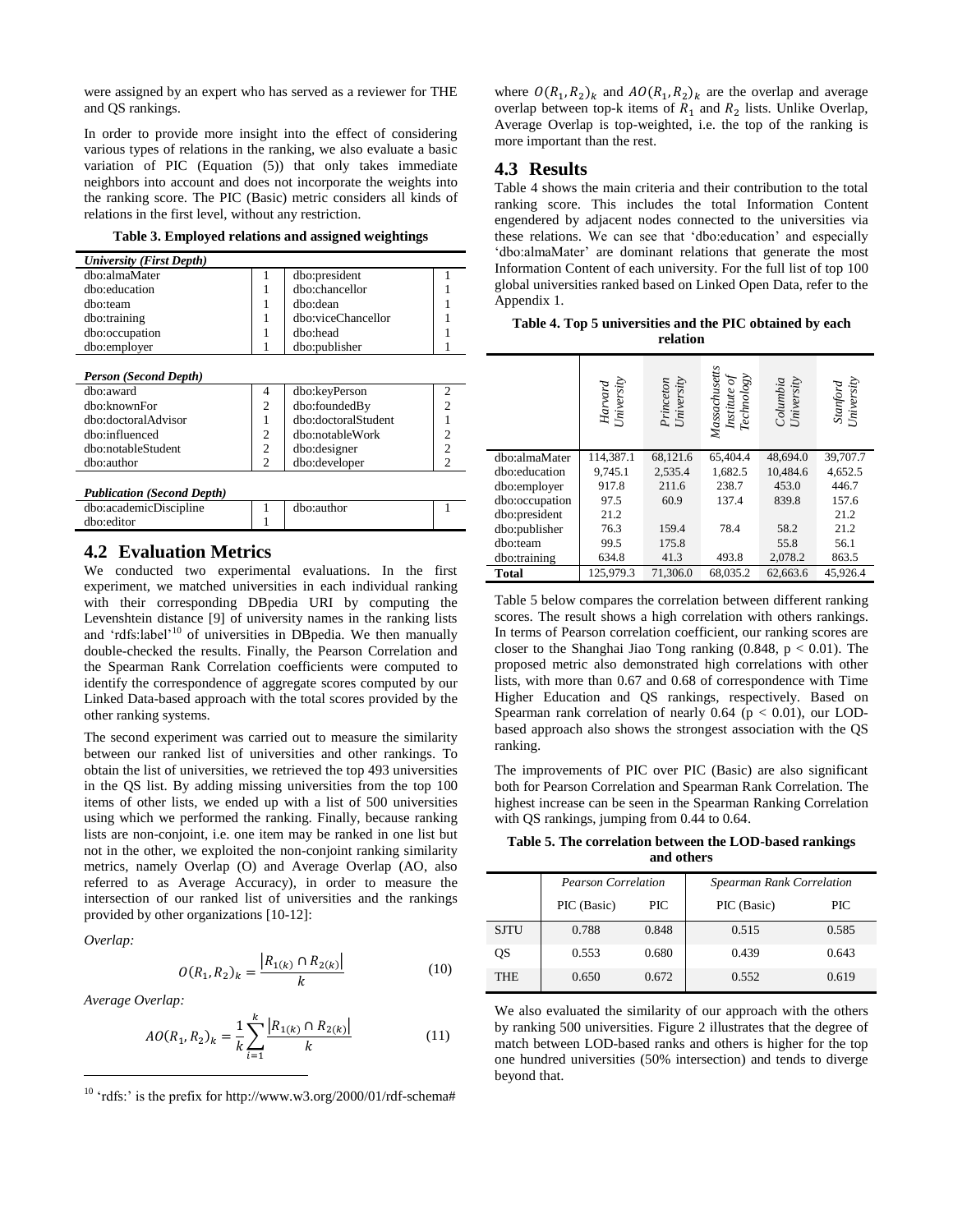were assigned by an expert who has served as a reviewer for THE and QS rankings.

In order to provide more insight into the effect of considering various types of relations in the ranking, we also evaluate a basic variation of PIC (Equation (5)) that only takes immediate neighbors into account and does not incorporate the weights into the ranking score. The PIC (Basic) metric considers all kinds of relations in the first level, without any restriction.

**Table 3. Employed relations and assigned weightings**

| *University (First Depth)* | | | |
|---|---|---|---|
| dbo:almaMater | 1 | dbo:president | 1 |
| dbo:education | 1 | dbo:chancellor | 1 |
| dbo:team | 1 | dbo:dean | 1 |
| dbo:training | 1 | dbo:viceChancellor | 1 |
| dbo:occupation | 1 | dbo:head | 1 |
| dbo:employer | 1 | dbo:publisher | 1 |
| *Person (Second Depth)* | | | |
| dbo:award | 4 | dbo:keyPerson | 2 |
| dbo:knownFor | 2 | dbo:foundedBy | 2 |
| dbo:doctoralAdvisor | 1 | dbo:doctoralStudent | 1 |
| dbo:influenced | 2 | dbo:notableWork | 2 |
| dbo:notableStudent | 2 | dbo:designer | 2 |
| dbo:author | 2 | dbo:developer | 2 |
| *Publication (Second Depth)* | | | |
| dbo:academicDiscipline | 1 | dbo:author | 1 |
| dbo:editor | 1 | | |

## 4.2 Evaluation Metrics

We conducted two experimental evaluations. In the first experiment, we matched universities in each individual ranking with their corresponding DBpedia URI by computing the Levenshtein distance [9] of university names in the ranking lists and 'rdfs:label'[10] of universities in DBpedia. We then manually double-checked the results. Finally, the Pearson Correlation and the Spearman Rank Correlation coefficients were computed to identify the correspondence of aggregate scores computed by our Linked Data-based approach with the total scores provided by the other ranking systems.

The second experiment was carried out to measure the similarity between our ranked list of universities and other rankings. To obtain the list of universities, we retrieved the top 493 universities in the QS list. By adding missing universities from the top 100 items of other lists, we ended up with a list of 500 universities using which we performed the ranking. Finally, because ranking lists are non-conjoint, i.e. one item may be ranked in one list but not in the other, we exploited the non-conjoint ranking similarity metrics, namely Overlap (O) and Average Overlap (AO, also referred to as Average Accuracy), in order to measure the intersection of our ranked list of universities and the rankings provided by other organizations [10-12]:

*Overlap:*

$$O(R_1, R_2)_k = \frac{|R_{1(k)} \cap R_{2(k)}|}{k} \tag{10}$$

*Average Overlap:*

$$AO(R_1, R_2)_k = \frac{1}{k}\sum_{i=1}^{k}\frac{|R_{1(k)} \cap R_{2(k)}|}{k} \tag{11}$$

[10] 'rdfs:' is the prefix for http://www.w3.org/2000/01/rdf-schema#

where $O(R_1, R_2)_k$ and $AO(R_1, R_2)_k$ are the overlap and average overlap between top-k items of $R_1$ and $R_2$ lists. Unlike Overlap, Average Overlap is top-weighted, i.e. the top of the ranking is more important than the rest.

## 4.3 Results

Table 4 shows the main criteria and their contribution to the total ranking score. This includes the total Information Content engendered by adjacent nodes connected to the universities via these relations. We can see that 'dbo:education' and especially 'dbo:almaMater' are dominant relations that generate the most Information Content of each university. For the full list of top 100 global universities ranked based on Linked Open Data, refer to the Appendix 1.

**Table 4. Top 5 universities and the PIC obtained by each relation**

| | *Harvard University* | *Princeton University* | *Massachusetts Institute of Technology* | *Columbia University* | *Stanford University* |
|---|---|---|---|---|---|
| dbo:almaMater | 114,387.1 | 68,121.6 | 65,404.4 | 48,694.0 | 39,707.7 |
| dbo:education | 9,745.1 | 2,535.4 | 1,682.5 | 10,484.6 | 4,652.5 |
| dbo:employer | 917.8 | 211.6 | 238.7 | 453.0 | 446.7 |
| dbo:occupation | 97.5 | 60.9 | 137.4 | 839.8 | 157.6 |
| dbo:president | 21.2 | | | | 21.2 |
| dbo:publisher | 76.3 | 159.4 | 78.4 | 58.2 | 21.2 |
| dbo:team | 99.5 | 175.8 | | 55.8 | 56.1 |
| dbo:training | 634.8 | 41.3 | 493.8 | 2,078.2 | 863.5 |
| **Total** | 125,979.3 | 71,306.0 | 68,035.2 | 62,663.6 | 45,926.4 |

Table 5 below compares the correlation between different ranking scores. The result shows a high correlation with others rankings. In terms of Pearson correlation coefficient, our ranking scores are closer to the Shanghai Jiao Tong ranking (0.848, $p < 0.01$). The proposed metric also demonstrated high correlations with other lists, with more than 0.67 and 0.68 of correspondence with Time Higher Education and QS rankings, respectively. Based on Spearman rank correlation of nearly 0.64 ($p < 0.01$), our LOD-based approach also shows the strongest association with the QS ranking.

The improvements of PIC over PIC (Basic) are also significant both for Pearson Correlation and Spearman Rank Correlation. The highest increase can be seen in the Spearman Ranking Correlation with QS rankings, jumping from 0.44 to 0.64.

**Table 5. The correlation between the LOD-based rankings and others**

| | *Pearson Correlation* | | *Spearman Rank Correlation* | |
|---|---|---|---|---|
| | PIC (Basic) | PIC | PIC (Basic) | PIC |
| SJTU | 0.788 | 0.848 | 0.515 | 0.585 |
| QS | 0.553 | 0.680 | 0.439 | 0.643 |
| THE | 0.650 | 0.672 | 0.552 | 0.619 |

We also evaluated the similarity of our approach with the others by ranking 500 universities. Figure 2 illustrates that the degree of match between LOD-based ranks and others is higher for the top one hundred universities (50% intersection) and tends to diverge beyond that.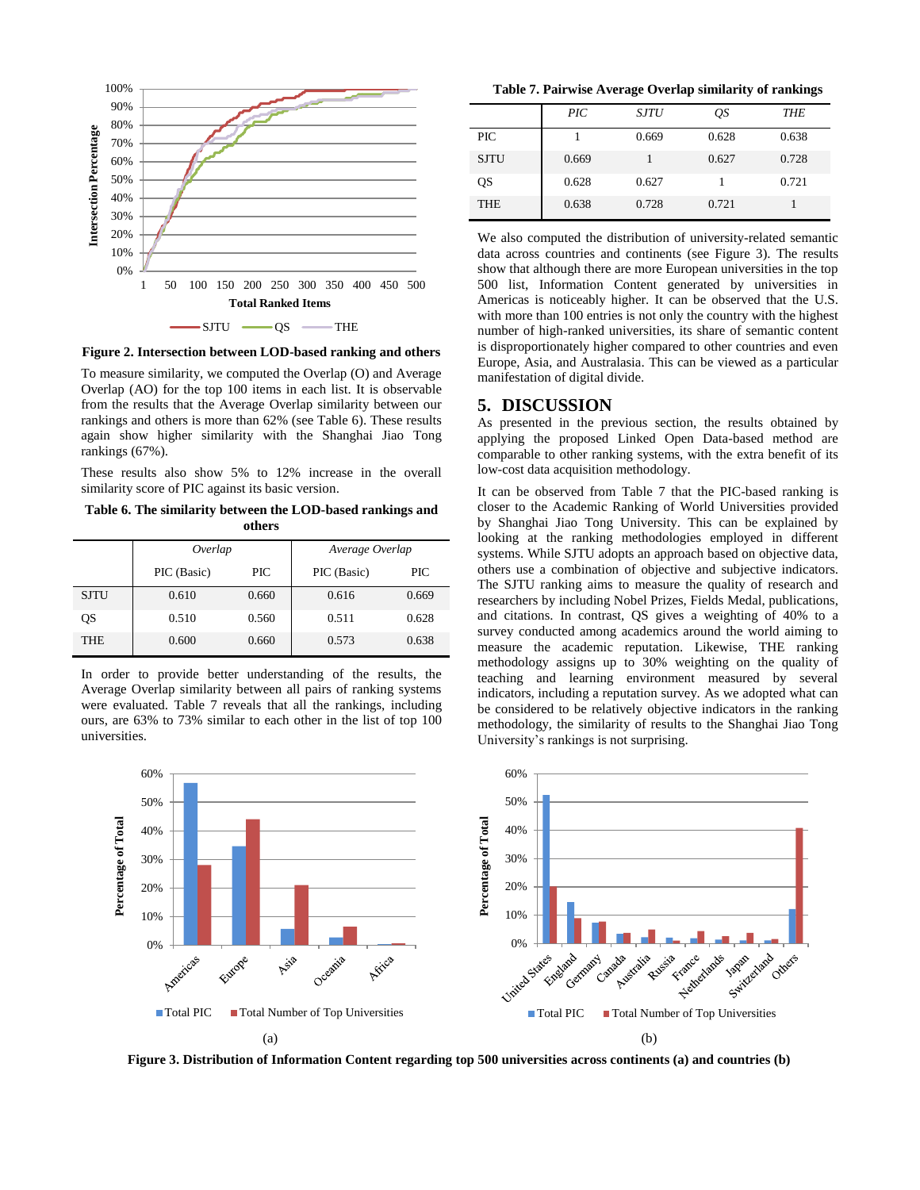Figure 2. Intersection between LOD-based ranking and others

To measure similarity, we computed the Overlap (O) and Average Overlap (AO) for the top 100 items in each list. It is observable from the results that the Average Overlap similarity between our rankings and others is more than 62% (see Table 6). These results again show higher similarity with the Shanghai Jiao Tong rankings (67%).

These results also show 5% to 12% increase in the overall similarity score of PIC against its basic version.

**Table 6. The similarity between the LOD-based rankings and others**

| | *Overlap* | | *Average Overlap* | |
|---|---|---|---|---|
| | PIC (Basic) | PIC | PIC (Basic) | PIC |
| SJTU | 0.610 | 0.660 | 0.616 | 0.669 |
| QS | 0.510 | 0.560 | 0.511 | 0.628 |
| THE | 0.600 | 0.660 | 0.573 | 0.638 |

In order to provide better understanding of the results, the Average Overlap similarity between all pairs of ranking systems were evaluated. Table 7 reveals that all the rankings, including ours, are 63% to 73% similar to each other in the list of top 100 universities.

**Table 7. Pairwise Average Overlap similarity of rankings**

| | *PIC* | *SJTU* | *QS* | *THE* |
|---|---|---|---|---|
| PIC | 1 | 0.669 | 0.628 | 0.638 |
| SJTU | 0.669 | 1 | 0.627 | 0.728 |
| QS | 0.628 | 0.627 | 1 | 0.721 |
| THE | 0.638 | 0.728 | 0.721 | 1 |

We also computed the distribution of university-related semantic data across countries and continents (see Figure 3). The results show that although there are more European universities in the top 500 list, Information Content generated by universities in Americas is noticeably higher. It can be observed that the U.S. with more than 100 entries is not only the country with the highest number of high-ranked universities, its share of semantic content is disproportionately higher compared to other countries and even Europe, Asia, and Australasia. This can be viewed as a particular manifestation of digital divide.

## 5. DISCUSSION

As presented in the previous section, the results obtained by applying the proposed Linked Open Data-based method are comparable to other ranking systems, with the extra benefit of its low-cost data acquisition methodology.

It can be observed from Table 7 that the PIC-based ranking is closer to the Academic Ranking of World Universities provided by Shanghai Jiao Tong University. This can be explained by looking at the ranking methodologies employed in different systems. While SJTU adopts an approach based on objective data, others use a combination of objective and subjective indicators. The SJTU ranking aims to measure the quality of research and researchers by including Nobel Prizes, Fields Medals, publications, and citations. In contrast, QS gives a weighting of 40% to a survey conducted among academics around the world aiming to measure the academic reputation. Likewise, THE ranking methodology assigns up to 30% weighting on the quality of teaching and learning environment measured by several indicators, including a reputation survey. As we adopted what can be considered to be relatively objective indicators in the ranking methodology, the similarity of results to the Shanghai Jiao Tong University's rankings is not surprising.

Figure 3. Distribution of Information Content regarding top 500 universities across continents (a) and countries (b)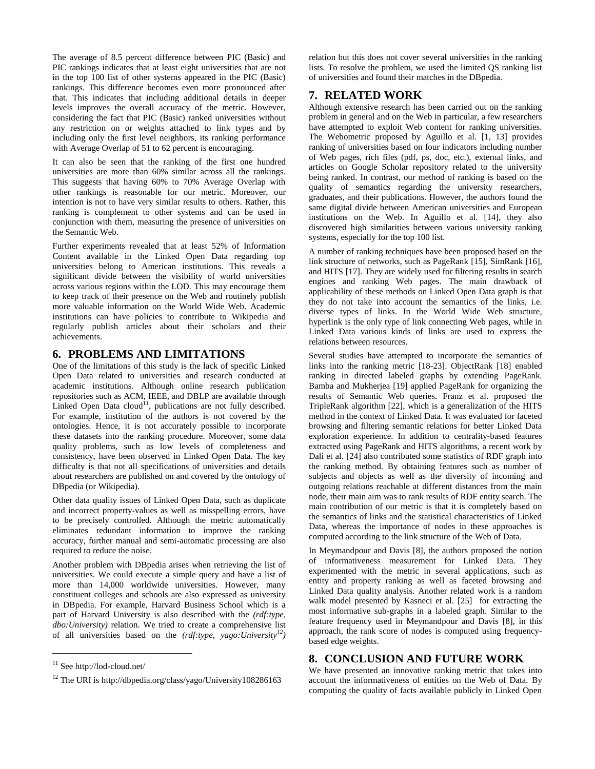The average of 8.5 percent difference between PIC (Basic) and PIC rankings indicates that at least eight universities that are not in the top 100 list of other systems appeared in the PIC (Basic) rankings. This difference becomes even more pronounced after that. This indicates that including additional details in deeper levels improves the overall accuracy of the metric. However, considering the fact that PIC (Basic) ranked universities without any restriction on or weights attached to link types and by including only the first level neighbors, its ranking performance with Average Overlap of 51 to 62 percent is encouraging.

It can also be seen that the ranking of the first one hundred universities are more than 60% similar across all the rankings. This suggests that having 60% to 70% Average Overlap with other rankings is reasonable for our metric. Moreover, our intention is not to have very similar results to others. Rather, this ranking is complement to other systems and can be used in conjunction with them, measuring the presence of universities on the Semantic Web.

Further experiments revealed that at least 52% of Information Content available in the Linked Open Data regarding top universities belong to American institutions. This reveals a significant divide between the visibility of world universities across various regions within the LOD. This may encourage them to keep track of their presence on the Web and routinely publish more valuable information on the World Wide Web. Academic institutions can have policies to contribute to Wikipedia and regularly publish articles about their scholars and their achievements.

## 6. PROBLEMS AND LIMITATIONS

One of the limitations of this study is the lack of specific Linked Open Data related to universities and research conducted at academic institutions. Although online research publication repositories such as ACM, IEEE, and DBLP are available through Linked Open Data cloud[11], publications are not fully described. For example, institution of the authors is not covered by the ontologies. Hence, it is not accurately possible to incorporate these datasets into the ranking procedure. Moreover, some data quality problems, such as low levels of completeness and consistency, have been observed in Linked Open Data. The key difficulty is that not all specifications of universities and details about researchers are published on and covered by the ontology of DBpedia (or Wikipedia).

Other data quality issues of Linked Open Data, such as duplicate and incorrect property-values as well as misspelling errors, have to be precisely controlled. Although the metric automatically eliminates redundant information to improve the ranking accuracy, further manual and semi-automatic processing are also required to reduce the noise.

Another problem with DBpedia arises when retrieving the list of universities. We could execute a simple query and have a list of more than 14,000 worldwide universities. However, many constituent colleges and schools are also expressed as university in DBpedia. For example, Harvard Business School which is a part of Harvard University is also described with the *(rdf:type, dbo:University)* relation. We tried to create a comprehensive list of all universities based on the *(rdf:type, yago:University*[12]*)* relation but this does not cover several universities in the ranking lists. To resolve the problem, we used the limited QS ranking list of universities and found their matches in the DBpedia.

## 7. RELATED WORK

Although extensive research has been carried out on the ranking problem in general and on the Web in particular, a few researchers have attempted to exploit Web content for ranking universities. The Webometric proposed by Aguillo et al. [1, 13] provides ranking of universities based on four indicators including number of Web pages, rich files (pdf, ps, doc, etc.), external links, and articles on Google Scholar repository related to the university being ranked. In contrast, our method of ranking is based on the quality of semantics regarding the university researchers, graduates, and their publications. However, the authors found the same digital divide between American universities and European institutions on the Web. In Aguillo et al. [14], they also discovered high similarities between various university ranking systems, especially for the top 100 list.

A number of ranking techniques have been proposed based on the link structure of networks, such as PageRank [15], SimRank [16], and HITS [17]. They are widely used for filtering results in search engines and ranking Web pages. The main drawback of applicability of these methods on Linked Open Data graph is that they do not take into account the semantics of the links, i.e. diverse types of links. In the World Wide Web structure, hyperlink is the only type of link connecting Web pages, while in Linked Data various kinds of links are used to express the relations between resources.

Several studies have attempted to incorporate the semantics of links into the ranking metric [18-23]. ObjectRank [18] enabled ranking in directed labeled graphs by extending PageRank. Bamba and Mukherjea [19] applied PageRank for organizing the results of Semantic Web queries. Franz et al. proposed the TripleRank algorithm [22], which is a generalization of the HITS method in the context of Linked Data. It was evaluated for faceted browsing and filtering semantic relations for better Linked Data exploration experience. In addition to centrality-based features extracted using PageRank and HITS algorithms, a recent work by Dali et al. [24] also contributed some statistics of RDF graph into the ranking method. By obtaining features such as number of subjects and objects as well as the diversity of incoming and outgoing relations reachable at different distances from the main node, their main aim was to rank results of RDF entity search. The main contribution of our metric is that it is completely based on the semantics of links and the statistical characteristics of Linked Data, whereas the importance of nodes in these approaches is computed according to the link structure of the Web of Data.

In Meymandpour and Davis [8], the authors proposed the notion of informativeness measurement for Linked Data. They experimented with the metric in several applications, such as entity and property ranking as well as faceted browsing and Linked Data quality analysis. Another related work is a random walk model presented by Kasneci et al. [25] for extracting the most informative sub-graphs in a labeled graph. Similar to the feature frequency used in Meymandpour and Davis [8], in this approach, the rank score of nodes is computed using frequency-based edge weights.

## 8. CONCLUSION AND FUTURE WORK

We have presented an innovative ranking metric that takes into account the informativeness of entities on the Web of Data. By computing the quality of facts available publicly in Linked Open

[11] See http://lod-cloud.net/

[12] The URI is http://dbpedia.org/class/yago/University108286163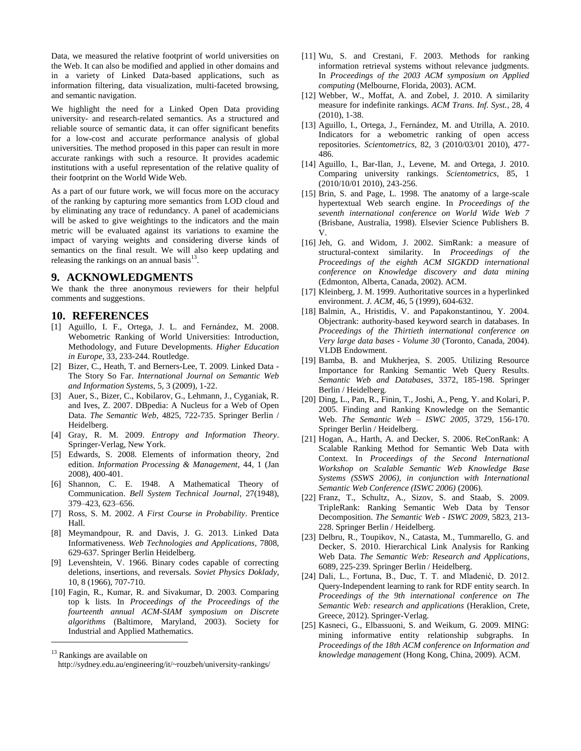Data, we measured the relative footprint of world universities on the Web. It can also be modified and applied in other domains and in a variety of Linked Data-based applications, such as information filtering, data visualization, multi-faceted browsing, and semantic navigation.

We highlight the need for a Linked Open Data providing university- and research-related semantics. As a structured and reliable source of semantic data, it can offer significant benefits for a low-cost and accurate performance analysis of global universities. The method proposed in this paper can result in more accurate rankings with such a resource. It provides academic institutions with a useful representation of the relative quality of their footprint on the World Wide Web.

As a part of our future work, we will focus more on the accuracy of the ranking by capturing more semantics from LOD cloud and by eliminating any trace of redundancy. A panel of academicians will be asked to give weightings to the indicators and the main metric will be evaluated against its variations to examine the impact of varying weights and considering diverse kinds of semantics on the final result. We will also keep updating and releasing the rankings on an annual basis[13].

# 9. ACKNOWLEDGMENTS

We thank the three anonymous reviewers for their helpful comments and suggestions.

# 10. REFERENCES

[1] Aguillo, I. F., Ortega, J. L. and Fernández, M. 2008. Webometric Ranking of World Universities: Introduction, Methodology, and Future Developments. *Higher Education in Europe*, 33, 233-244. Routledge.

[2] Bizer, C., Heath, T. and Berners-Lee, T. 2009. Linked Data - The Story So Far. *International Journal on Semantic Web and Information Systems*, 5, 3 (2009), 1-22.

[3] Auer, S., Bizer, C., Kobilarov, G., Lehmann, J., Cyganiak, R. and Ives, Z. 2007. DBpedia: A Nucleus for a Web of Open Data. *The Semantic Web*, 4825, 722-735. Springer Berlin / Heidelberg.

[4] Gray, R. M. 2009. *Entropy and Information Theory*. Springer-Verlag, New York.

[5] Edwards, S. 2008. Elements of information theory, 2nd edition. *Information Processing & Management*, 44, 1 (Jan 2008), 400-401.

[6] Shannon, C. E. 1948. A Mathematical Theory of Communication. *Bell System Technical Journal*, 27(1948), 379–423, 623–656.

[7] Ross, S. M. 2002. *A First Course in Probability*. Prentice Hall.

[8] Meymandpour, R. and Davis, J. G. 2013. Linked Data Informativeness. *Web Technologies and Applications*, 7808, 629-637. Springer Berlin Heidelberg.

[9] Levenshtein, V. 1966. Binary codes capable of correcting deletions, insertions, and reversals. *Soviet Physics Doklady*, 10, 8 (1966), 707-710.

[10] Fagin, R., Kumar, R. and Sivakumar, D. 2003. Comparing top k lists. In *Proceedings of the Proceedings of the fourteenth annual ACM-SIAM symposium on Discrete algorithms* (Baltimore, Maryland, 2003). Society for Industrial and Applied Mathematics.

[11] Wu, S. and Crestani, F. 2003. Methods for ranking information retrieval systems without relevance judgments. In *Proceedings of the 2003 ACM symposium on Applied computing* (Melbourne, Florida, 2003). ACM.

[12] Webber, W., Moffat, A. and Zobel, J. 2010. A similarity measure for indefinite rankings. *ACM Trans. Inf. Syst.*, 28, 4 (2010), 1-38.

[13] Aguillo, I., Ortega, J., Fernández, M. and Utrilla, A. 2010. Indicators for a webometric ranking of open access repositories. *Scientometrics*, 82, 3 (2010/03/01 2010), 477-486.

[14] Aguillo, I., Bar-Ilan, J., Levene, M. and Ortega, J. 2010. Comparing university rankings. *Scientometrics*, 85, 1 (2010/10/01 2010), 243-256.

[15] Brin, S. and Page, L. 1998. The anatomy of a large-scale hypertextual Web search engine. In *Proceedings of the seventh international conference on World Wide Web 7* (Brisbane, Australia, 1998). Elsevier Science Publishers B. V.

[16] Jeh, G. and Widom, J. 2002. SimRank: a measure of structural-context similarity. In *Proceedings of the Proceedings of the eighth ACM SIGKDD international conference on Knowledge discovery and data mining* (Edmonton, Alberta, Canada, 2002). ACM.

[17] Kleinberg, J. M. 1999. Authoritative sources in a hyperlinked environment. *J. ACM*, 46, 5 (1999), 604-632.

[18] Balmin, A., Hristidis, V. and Papakonstantinou, Y. 2004. Objectrank: authority-based keyword search in databases. In *Proceedings of the Thirtieth international conference on Very large data bases - Volume 30* (Toronto, Canada, 2004). VLDB Endowment.

[19] Bamba, B. and Mukherjea, S. 2005. Utilizing Resource Importance for Ranking Semantic Web Query Results. *Semantic Web and Databases*, 3372, 185-198. Springer Berlin / Heidelberg.

[20] Ding, L., Pan, R., Finin, T., Joshi, A., Peng, Y. and Kolari, P. 2005. Finding and Ranking Knowledge on the Semantic Web. *The Semantic Web – ISWC 2005*, 3729, 156-170. Springer Berlin / Heidelberg.

[21] Hogan, A., Harth, A. and Decker, S. 2006. ReConRank: A Scalable Ranking Method for Semantic Web Data with Context. In *Proceedings of the Second International Workshop on Scalable Semantic Web Knowledge Base Systems (SSWS 2006), in conjunction with International Semantic Web Conference (ISWC 2006)* (2006).

[22] Franz, T., Schultz, A., Sizov, S. and Staab, S. 2009. TripleRank: Ranking Semantic Web Data by Tensor Decomposition. *The Semantic Web - ISWC 2009*, 5823, 213-228. Springer Berlin / Heidelberg.

[23] Delbru, R., Toupikov, N., Catasta, M., Tummarello, G. and Decker, S. 2010. Hierarchical Link Analysis for Ranking Web Data. *The Semantic Web: Research and Applications*, 6089, 225-239. Springer Berlin / Heidelberg.

[24] Dali, L., Fortuna, B., Duc, T. T. and Mladenić, D. 2012. Query-Independent learning to rank for RDF entity search. In *Proceedings of the 9th international conference on The Semantic Web: research and applications* (Heraklion, Crete, Greece, 2012). Springer-Verlag.

[25] Kasneci, G., Elbassuoni, S. and Weikum, G. 2009. MING: mining informative entity relationship subgraphs. In *Proceedings of the 18th ACM conference on Information and knowledge management* (Hong Kong, China, 2009). ACM.

---

[13] Rankings are available on http://sydney.edu.au/engineering/it/~rouzbeh/university-rankings/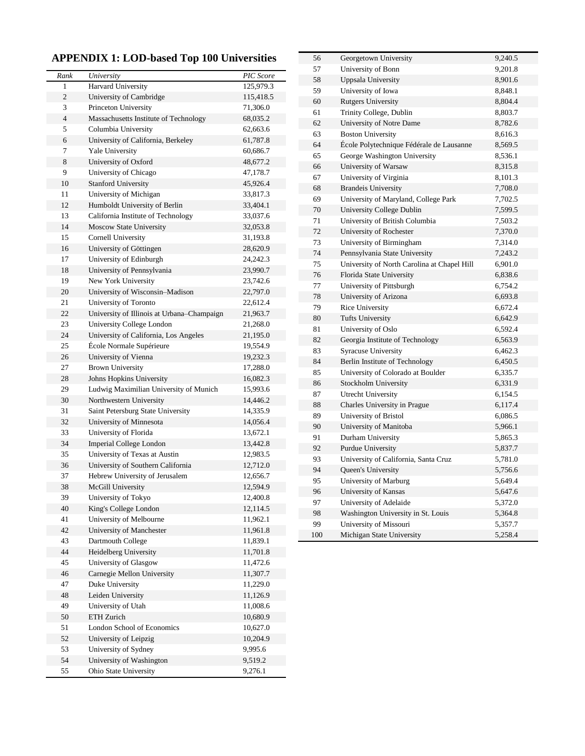## APPENDIX 1: LOD-based Top 100 Universities

| *Rank* | *University* | *PIC Score* |
|---|---|---|
| 1 | Harvard University | 125,979.3 |
| 2 | University of Cambridge | 115,418.5 |
| 3 | Princeton University | 71,306.0 |
| 4 | Massachusetts Institute of Technology | 68,035.2 |
| 5 | Columbia University | 62,663.6 |
| 6 | University of California, Berkeley | 61,787.8 |
| 7 | Yale University | 60,686.7 |
| 8 | University of Oxford | 48,677.2 |
| 9 | University of Chicago | 47,178.7 |
| 10 | Stanford University | 45,926.4 |
| 11 | University of Michigan | 33,817.3 |
| 12 | Humboldt University of Berlin | 33,404.1 |
| 13 | California Institute of Technology | 33,037.6 |
| 14 | Moscow State University | 32,053.8 |
| 15 | Cornell University | 31,193.8 |
| 16 | University of Göttingen | 28,620.9 |
| 17 | University of Edinburgh | 24,242.3 |
| 18 | University of Pennsylvania | 23,990.7 |
| 19 | New York University | 23,742.6 |
| 20 | University of Wisconsin–Madison | 22,797.0 |
| 21 | University of Toronto | 22,612.4 |
| 22 | University of Illinois at Urbana–Champaign | 21,963.7 |
| 23 | University College London | 21,268.0 |
| 24 | University of California, Los Angeles | 21,195.0 |
| 25 | École Normale Supérieure | 19,554.9 |
| 26 | University of Vienna | 19,232.3 |
| 27 | Brown University | 17,288.0 |
| 28 | Johns Hopkins University | 16,082.3 |
| 29 | Ludwig Maximilian University of Munich | 15,993.6 |
| 30 | Northwestern University | 14,446.2 |
| 31 | Saint Petersburg State University | 14,335.9 |
| 32 | University of Minnesota | 14,056.4 |
| 33 | University of Florida | 13,672.1 |
| 34 | Imperial College London | 13,442.8 |
| 35 | University of Texas at Austin | 12,983.5 |
| 36 | University of Southern California | 12,712.0 |
| 37 | Hebrew University of Jerusalem | 12,656.7 |
| 38 | McGill University | 12,594.9 |
| 39 | University of Tokyo | 12,400.8 |
| 40 | King's College London | 12,114.5 |
| 41 | University of Melbourne | 11,962.1 |
| 42 | University of Manchester | 11,961.8 |
| 43 | Dartmouth College | 11,839.1 |
| 44 | Heidelberg University | 11,701.8 |
| 45 | University of Glasgow | 11,472.6 |
| 46 | Carnegie Mellon University | 11,307.7 |
| 47 | Duke University | 11,229.0 |
| 48 | Leiden University | 11,126.9 |
| 49 | University of Utah | 11,008.6 |
| 50 | ETH Zurich | 10,680.9 |
| 51 | London School of Economics | 10,627.0 |
| 52 | University of Leipzig | 10,204.9 |
| 53 | University of Sydney | 9,995.6 |
| 54 | University of Washington | 9,519.2 |
| 55 | Ohio State University | 9,276.1 |
| 56 | Georgetown University | 9,240.5 |
| 57 | University of Bonn | 9,201.8 |
| 58 | Uppsala University | 8,901.6 |
| 59 | University of Iowa | 8,848.1 |
| 60 | Rutgers University | 8,804.4 |
| 61 | Trinity College, Dublin | 8,803.7 |
| 62 | University of Notre Dame | 8,782.6 |
| 63 | Boston University | 8,616.3 |
| 64 | École Polytechnique Fédérale de Lausanne | 8,569.5 |
| 65 | George Washington University | 8,536.1 |
| 66 | University of Warsaw | 8,315.8 |
| 67 | University of Virginia | 8,101.3 |
| 68 | Brandeis University | 7,708.0 |
| 69 | University of Maryland, College Park | 7,702.5 |
| 70 | University College Dublin | 7,599.5 |
| 71 | University of British Columbia | 7,503.2 |
| 72 | University of Rochester | 7,370.0 |
| 73 | University of Birmingham | 7,314.0 |
| 74 | Pennsylvania State University | 7,243.2 |
| 75 | University of North Carolina at Chapel Hill | 6,901.0 |
| 76 | Florida State University | 6,838.6 |
| 77 | University of Pittsburgh | 6,754.2 |
| 78 | University of Arizona | 6,693.8 |
| 79 | Rice University | 6,672.4 |
| 80 | Tufts University | 6,642.9 |
| 81 | University of Oslo | 6,592.4 |
| 82 | Georgia Institute of Technology | 6,563.9 |
| 83 | Syracuse University | 6,462.3 |
| 84 | Berlin Institute of Technology | 6,450.5 |
| 85 | University of Colorado at Boulder | 6,335.7 |
| 86 | Stockholm University | 6,331.9 |
| 87 | Utrecht University | 6,154.5 |
| 88 | Charles University in Prague | 6,117.4 |
| 89 | University of Bristol | 6,086.5 |
| 90 | University of Manitoba | 5,966.1 |
| 91 | Durham University | 5,865.3 |
| 92 | Purdue University | 5,837.7 |
| 93 | University of California, Santa Cruz | 5,781.0 |
| 94 | Queen's University | 5,756.6 |
| 95 | University of Marburg | 5,649.4 |
| 96 | University of Kansas | 5,647.6 |
| 97 | University of Adelaide | 5,372.0 |
| 98 | Washington University in St. Louis | 5,364.8 |
| 99 | University of Missouri | 5,357.7 |
| 100 | Michigan State University | 5,258.4 |